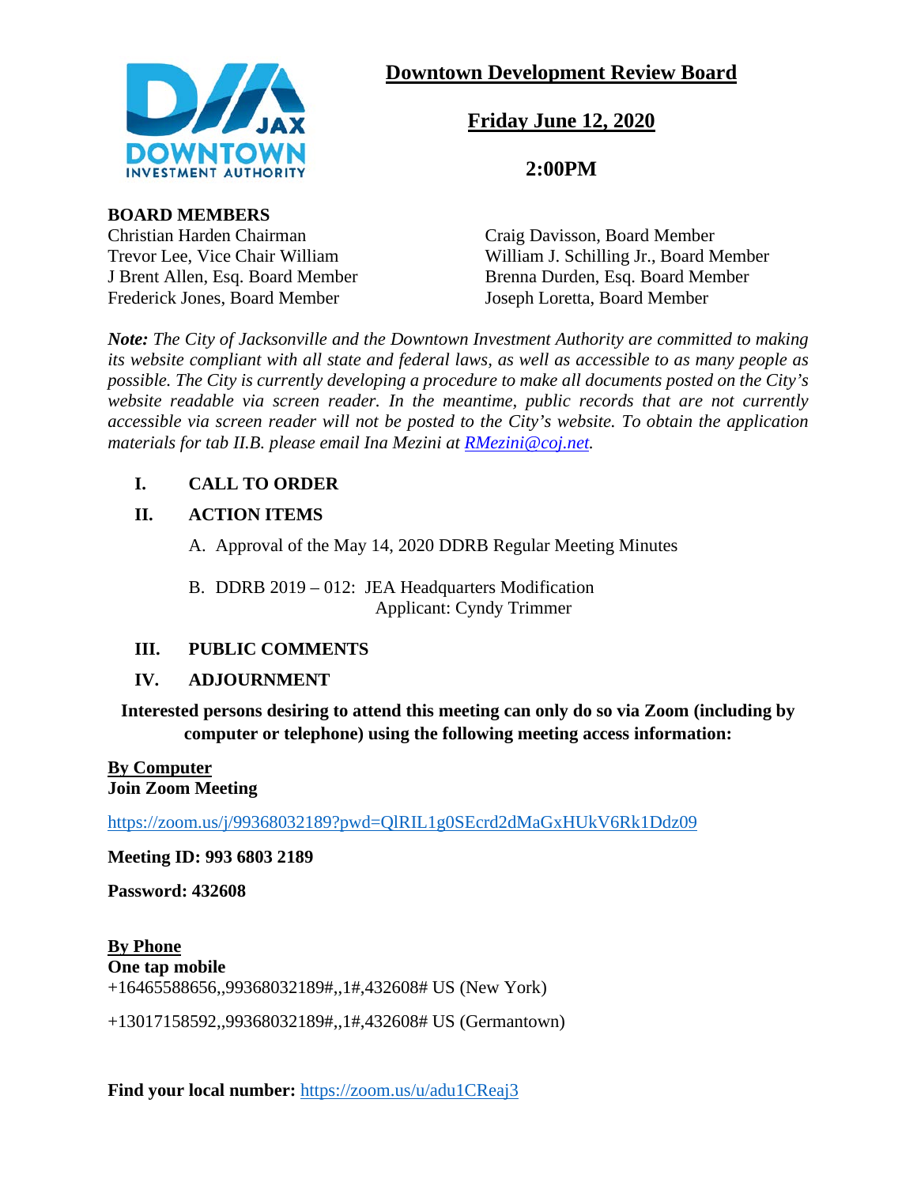# Downtown Development Review Board

## Friday June 12, 2020

## 2:00PM

**BOARD MEMBERS**

Christian Harden Chairman
Trevor Lee, Vice Chair William
J Brent Allen, Esq. Board Member
Frederick Jones, Board Member
Craig Davisson, Board Member
William J. Schilling Jr., Board Member
Brenna Durden, Esq. Board Member
Joseph Loretta, Board Member

***Note:*** *The City of Jacksonville and the Downtown Investment Authority are committed to making its website compliant with all state and federal laws, as well as accessible to as many people as possible. The City is currently developing a procedure to make all documents posted on the City's website readable via screen reader. In the meantime, public records that are not currently accessible via screen reader will not be posted to the City's website. To obtain the application materials for tab II.B. please email Ina Mezini at [RMezini@coj.net](mailto:RMezini@coj.net).*

**I. CALL TO ORDER**

**II. ACTION ITEMS**

A. Approval of the May 14, 2020 DDRB Regular Meeting Minutes

B. DDRB 2019 – 012: JEA Headquarters Modification
Applicant: Cyndy Trimmer

**III. PUBLIC COMMENTS**

**IV. ADJOURNMENT**

**Interested persons desiring to attend this meeting can only do so via Zoom (including by computer or telephone) using the following meeting access information:**

**By Computer**
**Join Zoom Meeting**

https://zoom.us/j/99368032189?pwd=QlRIL1g0SEcrd2dMaGxHUkV6Rk1Ddz09

**Meeting ID: 993 6803 2189**

**Password: 432608**

**By Phone**
**One tap mobile**
+16465588656,,99368032189#,,1#,432608# US (New York)

+13017158592,,99368032189#,,1#,432608# US (Germantown)

**Find your local number:** https://zoom.us/u/adu1CReaj3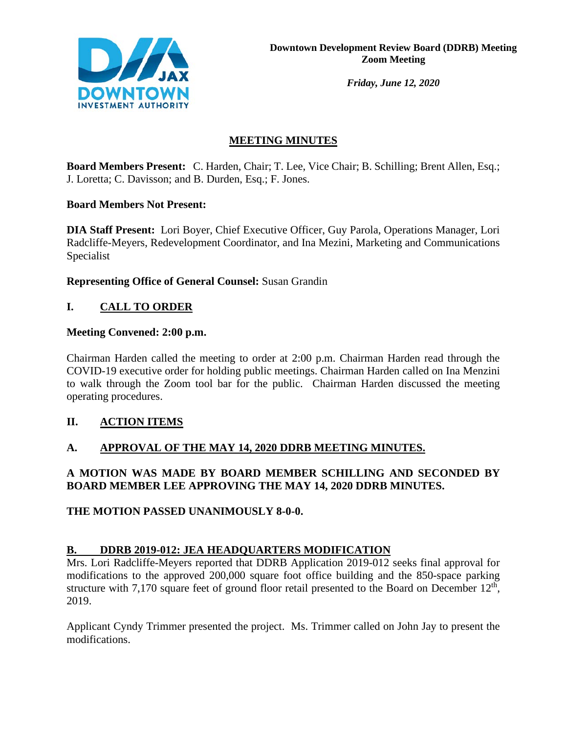**Downtown Development Review Board (DDRB) Meeting**
**Zoom Meeting**

*Friday, June 12, 2020*

## MEETING MINUTES

**Board Members Present:** C. Harden, Chair; T. Lee, Vice Chair; B. Schilling; Brent Allen, Esq.; J. Loretta; C. Davisson; and B. Durden, Esq.; F. Jones.

**Board Members Not Present:**

**DIA Staff Present:** Lori Boyer, Chief Executive Officer, Guy Parola, Operations Manager, Lori Radcliffe-Meyers, Redevelopment Coordinator, and Ina Mezini, Marketing and Communications Specialist

**Representing Office of General Counsel:** Susan Grandin

## I. CALL TO ORDER

**Meeting Convened: 2:00 p.m.**

Chairman Harden called the meeting to order at 2:00 p.m. Chairman Harden read through the COVID-19 executive order for holding public meetings. Chairman Harden called on Ina Menzini to walk through the Zoom tool bar for the public. Chairman Harden discussed the meeting operating procedures.

## II. ACTION ITEMS

### A. APPROVAL OF THE MAY 14, 2020 DDRB MEETING MINUTES.

**A MOTION WAS MADE BY BOARD MEMBER SCHILLING AND SECONDED BY BOARD MEMBER LEE APPROVING THE MAY 14, 2020 DDRB MINUTES.**

**THE MOTION PASSED UNANIMOUSLY 8-0-0.**

### B. DDRB 2019-012: JEA HEADQUARTERS MODIFICATION

Mrs. Lori Radcliffe-Meyers reported that DDRB Application 2019-012 seeks final approval for modifications to the approved 200,000 square foot office building and the 850-space parking structure with 7,170 square feet of ground floor retail presented to the Board on December 12th, 2019.

Applicant Cyndy Trimmer presented the project. Ms. Trimmer called on John Jay to present the modifications.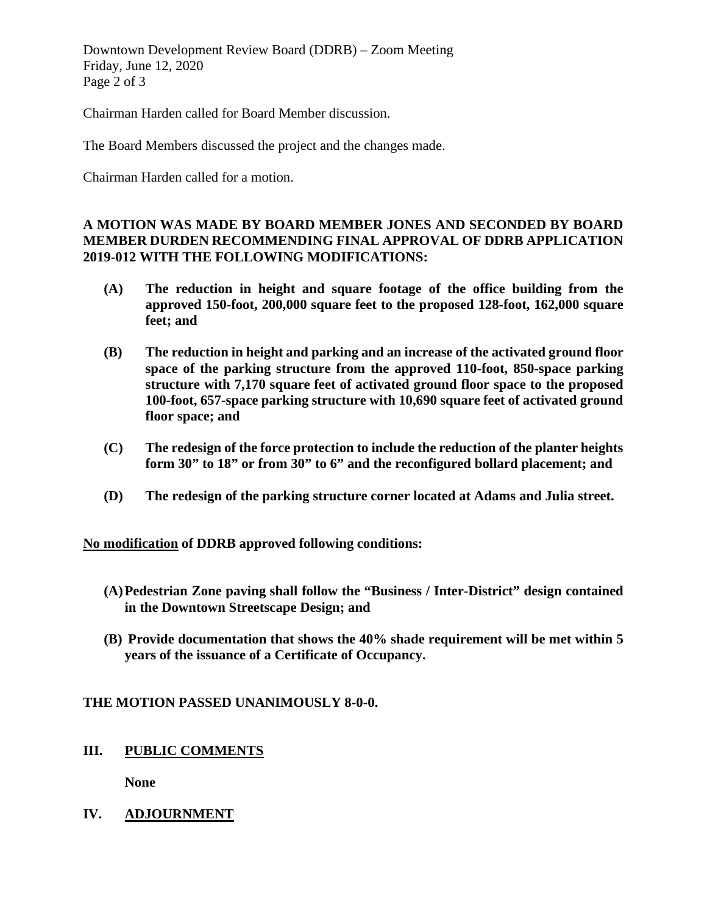Chairman Harden called for Board Member discussion.

The Board Members discussed the project and the changes made.

Chairman Harden called for a motion.

**A MOTION WAS MADE BY BOARD MEMBER JONES AND SECONDED BY BOARD MEMBER DURDEN RECOMMENDING FINAL APPROVAL OF DDRB APPLICATION 2019-012 WITH THE FOLLOWING MODIFICATIONS:**

- **(A) The reduction in height and square footage of the office building from the approved 150-foot, 200,000 square feet to the proposed 128-foot, 162,000 square feet; and**

- **(B) The reduction in height and parking and an increase of the activated ground floor space of the parking structure from the approved 110-foot, 850-space parking structure with 7,170 square feet of activated ground floor space to the proposed 100-foot, 657-space parking structure with 10,690 square feet of activated ground floor space; and**

- **(C) The redesign of the force protection to include the reduction of the planter heights form 30" to 18" or from 30" to 6" and the reconfigured bollard placement; and**

- **(D) The redesign of the parking structure corner located at Adams and Julia street.**

**<u>No modification</u> of DDRB approved following conditions:**

- **(A) Pedestrian Zone paving shall follow the "Business / Inter-District" design contained in the Downtown Streetscape Design; and**

- **(B) Provide documentation that shows the 40% shade requirement will be met within 5 years of the issuance of a Certificate of Occupancy.**

**THE MOTION PASSED UNANIMOUSLY 8-0-0.**

## III. PUBLIC COMMENTS

**None**

## IV. ADJOURNMENT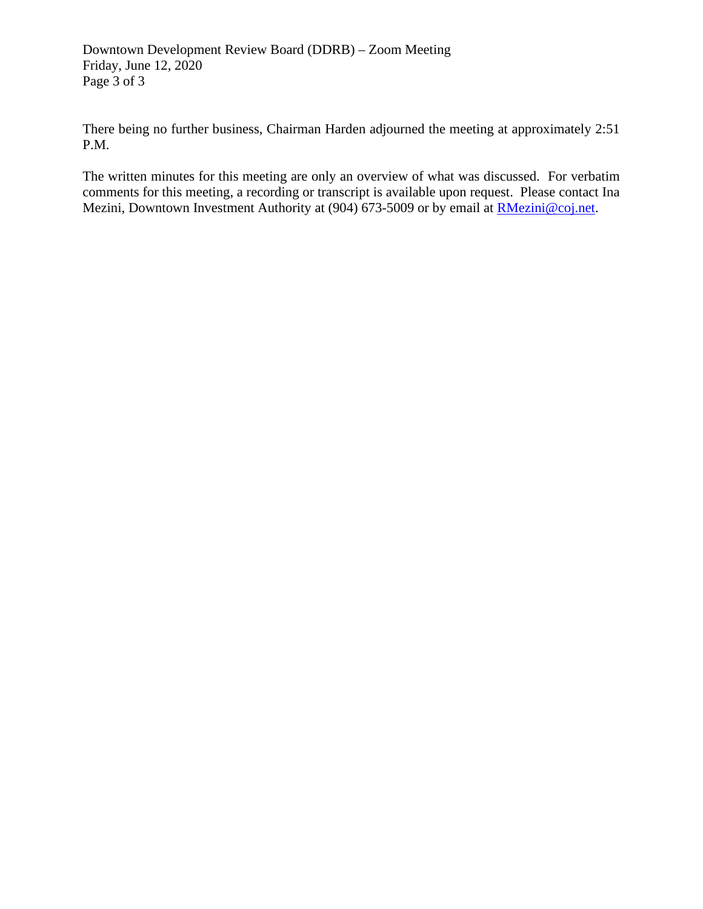There being no further business, Chairman Harden adjourned the meeting at approximately 2:51 P.M.

The written minutes for this meeting are only an overview of what was discussed. For verbatim comments for this meeting, a recording or transcript is available upon request. Please contact Ina Mezini, Downtown Investment Authority at (904) 673-5009 or by email at RMezini@coj.net.